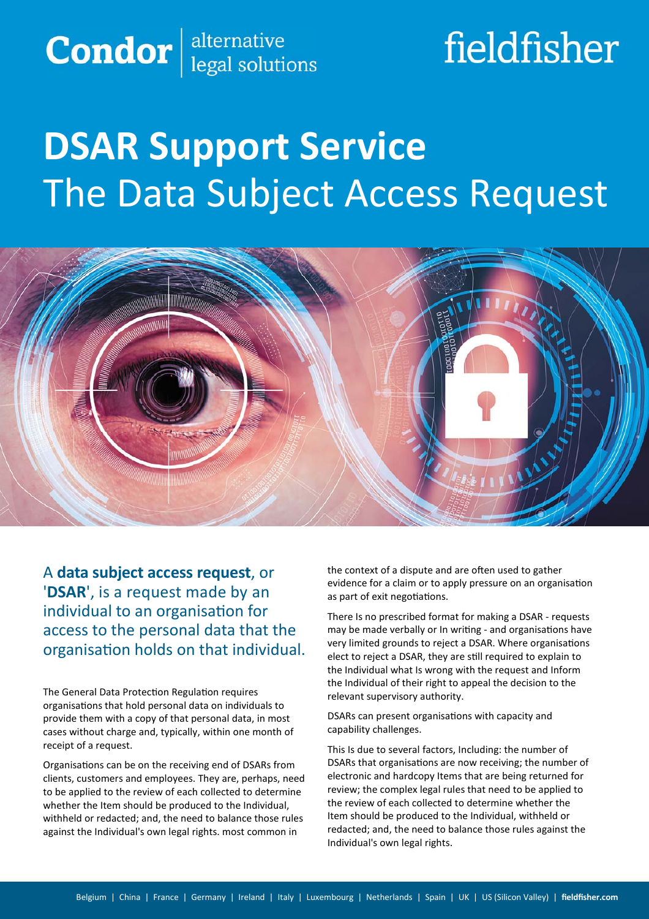Condor | alternative legal solutions

fieldfisher

# DSAR Support Service
## The Data Subject Access Request

A **data subject access request**, or '**DSAR**', is a request made by an individual to an organisation for access to the personal data that the organisation holds on that individual.

The General Data Protection Regulation requires organisations that hold personal data on individuals to provide them with a copy of that personal data, in most cases without charge and, typically, within one month of receipt of a request.

Organisations can be on the receiving end of DSARs from clients, customers and employees. They are, perhaps, need to be applied to the review of each collected to determine whether the Item should be produced to the Individual, withheld or redacted; and, the need to balance those rules against the Individual's own legal rights. most common in the context of a dispute and are often used to gather evidence for a claim or to apply pressure on an organisation as part of exit negotiations.

There Is no prescribed format for making a DSAR - requests may be made verbally or In writing - and organisations have very limited grounds to reject a DSAR. Where organisations elect to reject a DSAR, they are still required to explain to the Individual what Is wrong with the request and Inform the Individual of their right to appeal the decision to the relevant supervisory authority.

DSARs can present organisations with capacity and capability challenges.

This Is due to several factors, Including: the number of DSARs that organisations are now receiving; the number of electronic and hardcopy Items that are being returned for review; the complex legal rules that need to be applied to the review of each collected to determine whether the Item should be produced to the Individual, withheld or redacted; and, the need to balance those rules against the Individual's own legal rights.

Belgium | China | France | Germany | Ireland | Italy | Luxembourg | Netherlands | Spain | UK | US (Silicon Valley) | **fieldfisher.com**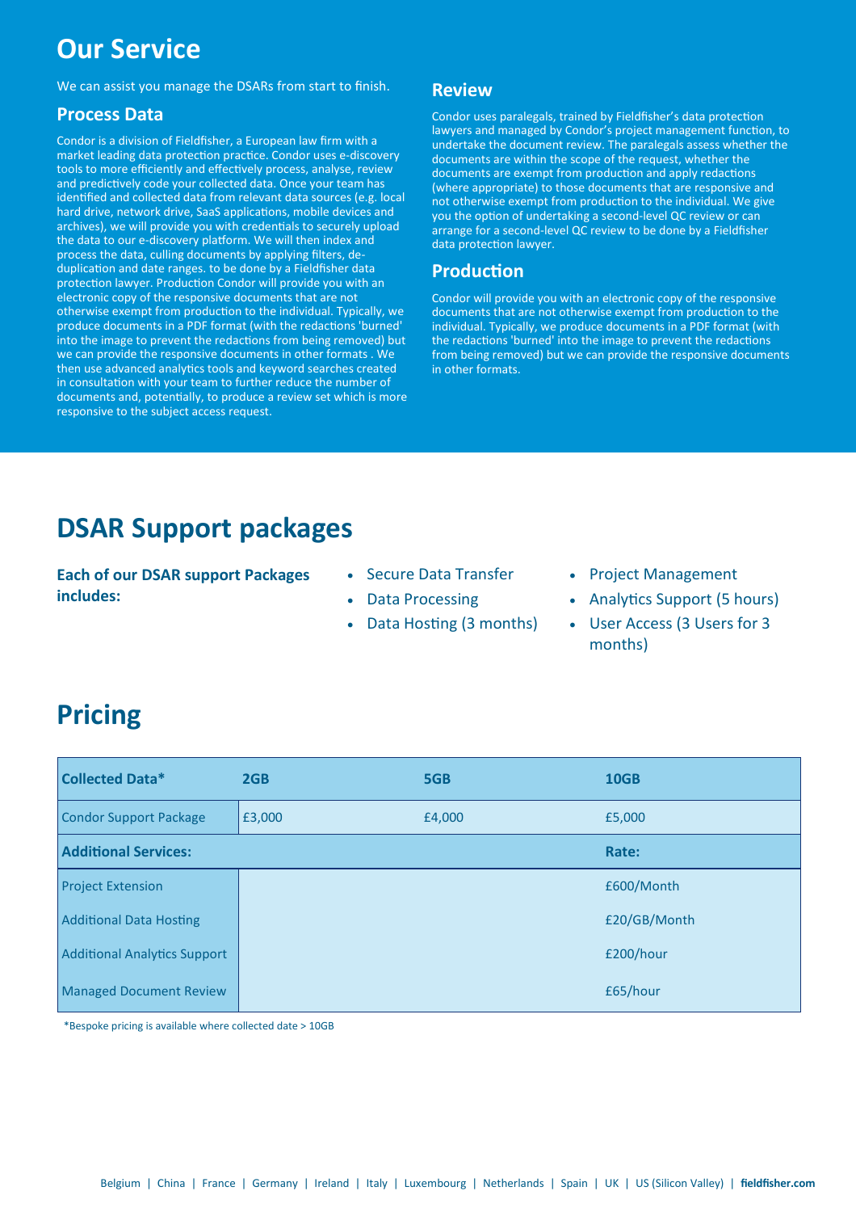# Our Service

We can assist you manage the DSARs from start to finish.

## Process Data

Condor is a division of Fieldfisher, a European law firm with a market leading data protection practice. Condor uses e-discovery tools to more efficiently and effectively process, analyse, review and predictively code your collected data. Once your team has identified and collected data from relevant data sources (e.g. local hard drive, network drive, SaaS applications, mobile devices and archives), we will provide you with credentials to securely upload the data to our e-discovery platform. We will then index and process the data, culling documents by applying filters, de-duplication and date ranges. to be done by a Fieldfisher data protection lawyer. Production Condor will provide you with an electronic copy of the responsive documents that are not otherwise exempt from production to the individual. Typically, we produce documents in a PDF format (with the redactions 'burned' into the image to prevent the redactions from being removed) but we can provide the responsive documents in other formats . We then use advanced analytics tools and keyword searches created in consultation with your team to further reduce the number of documents and, potentially, to produce a review set which is more responsive to the subject access request.

## Review

Condor uses paralegals, trained by Fieldfisher's data protection lawyers and managed by Condor's project management function, to undertake the document review. The paralegals assess whether the documents are within the scope of the request, whether the documents are exempt from production and apply redactions (where appropriate) to those documents that are responsive and not otherwise exempt from production to the individual. We give you the option of undertaking a second-level QC review or can arrange for a second-level QC review to be done by a Fieldfisher data protection lawyer.

## Production

Condor will provide you with an electronic copy of the responsive documents that are not otherwise exempt from production to the individual. Typically, we produce documents in a PDF format (with the redactions 'burned' into the image to prevent the redactions from being removed) but we can provide the responsive documents in other formats.

# DSAR Support packages

**Each of our DSAR support Packages includes:**

- Secure Data Transfer
- Data Processing
- Data Hosting (3 months)
- Project Management
- Analytics Support (5 hours)
- User Access (3 Users for 3 months)

# Pricing

| Collected Data* | 2GB | 5GB | 10GB |
|---|---|---|---|
| Condor Support Package | £3,000 | £4,000 | £5,000 |
| **Additional Services:** | | | **Rate:** |
| Project Extension | | | £600/Month |
| Additional Data Hosting | | | £20/GB/Month |
| Additional Analytics Support | | | £200/hour |
| Managed Document Review | | | £65/hour |

*Bespoke pricing is available where collected date > 10GB

Belgium | China | France | Germany | Ireland | Italy | Luxembourg | Netherlands | Spain | UK | US (Silicon Valley) | **fieldfisher.com**